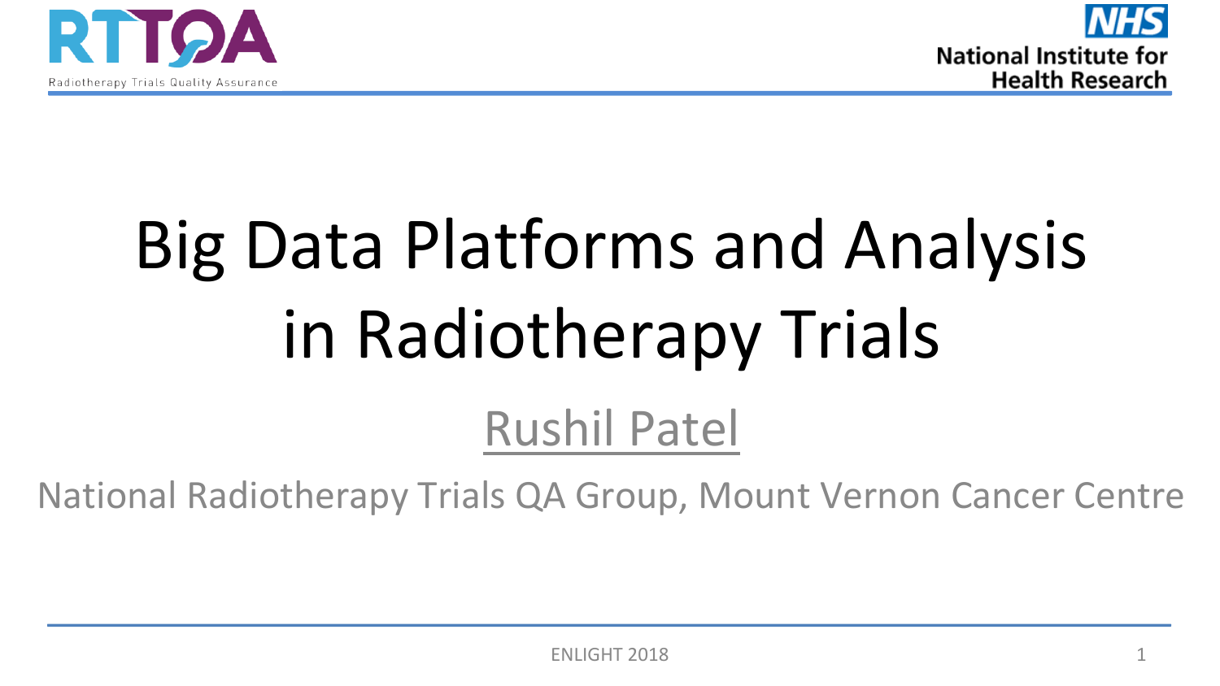RTTQA
Radiotherapy Trials Quality Assurance

NHS
National Institute for Health Research

# Big Data Platforms and Analysis in Radiotherapy Trials

Rushil Patel

National Radiotherapy Trials QA Group, Mount Vernon Cancer Centre

ENLIGHT 2018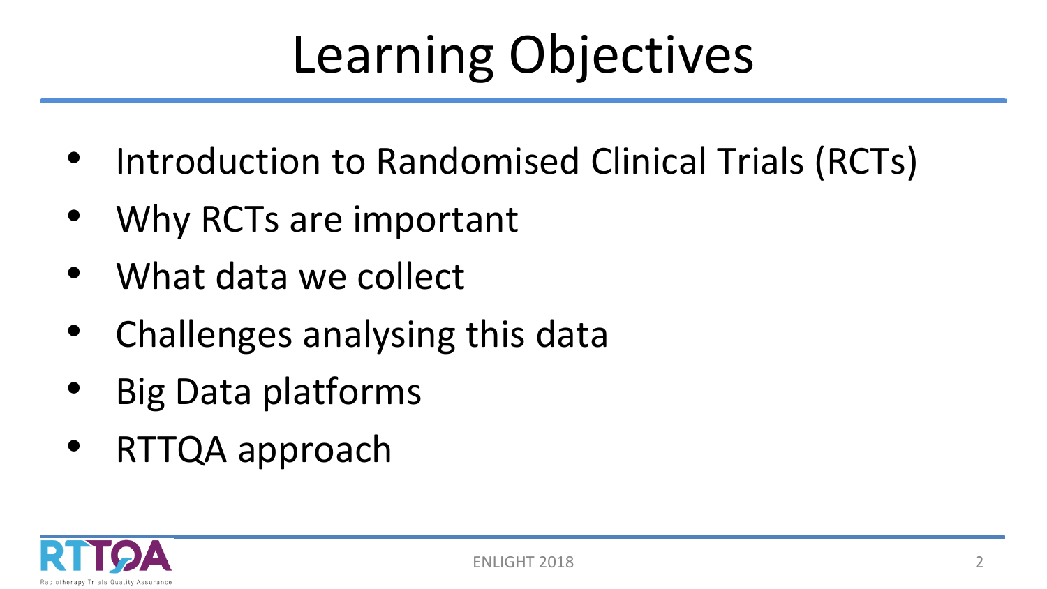# Learning Objectives

- Introduction to Randomised Clinical Trials (RCTs)
- Why RCTs are important
- What data we collect
- Challenges analysing this data
- Big Data platforms
- RTTQA approach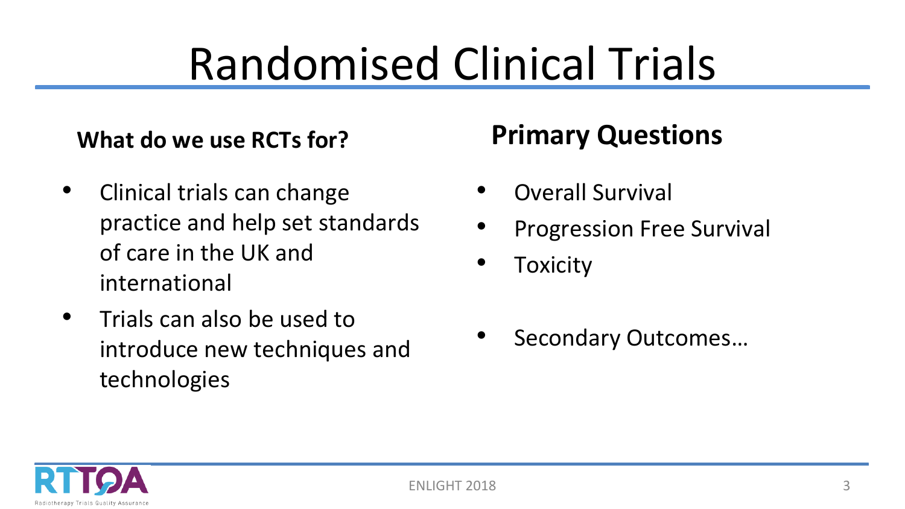# Randomised Clinical Trials

**What do we use RCTs for?**

- Clinical trials can change practice and help set standards of care in the UK and international
- Trials can also be used to introduce new techniques and technologies

## Primary Questions

- Overall Survival
- Progression Free Survival
- Toxicity

- Secondary Outcomes…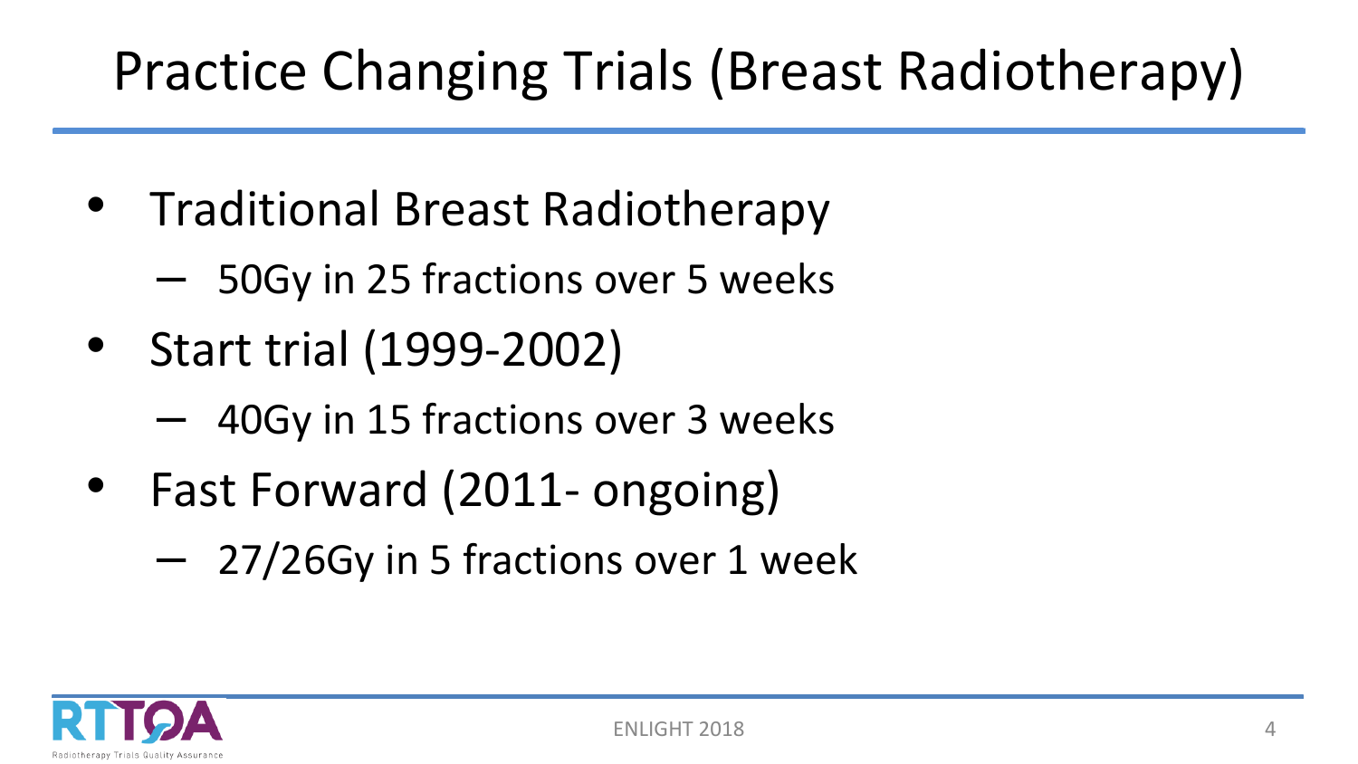# Practice Changing Trials (Breast Radiotherapy)

- Traditional Breast Radiotherapy
  - 50Gy in 25 fractions over 5 weeks
- Start trial (1999-2002)
  - 40Gy in 15 fractions over 3 weeks
- Fast Forward (2011- ongoing)
  - 27/26Gy in 5 fractions over 1 week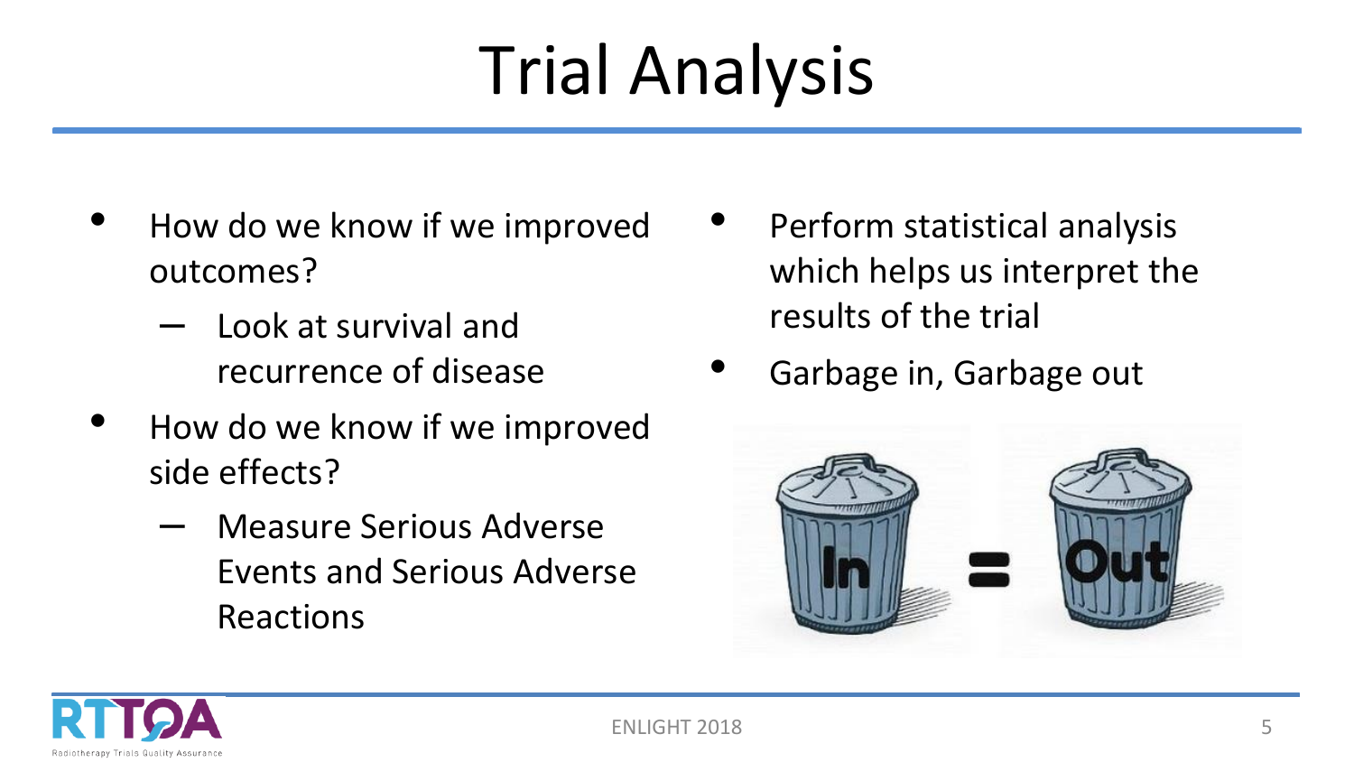# Trial Analysis

- How do we know if we improved outcomes?
  - Look at survival and recurrence of disease
- How do we know if we improved side effects?
  - Measure Serious Adverse Events and Serious Adverse Reactions
- Perform statistical analysis which helps us interpret the results of the trial
- Garbage in, Garbage out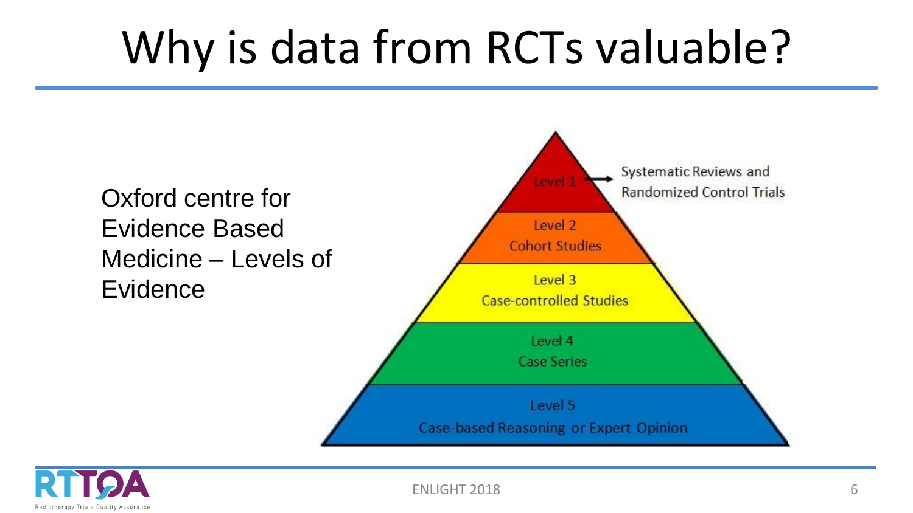# Why is data from RCTs valuable?

Oxford centre for Evidence Based Medicine – Levels of Evidence

- Level 1 → Systematic Reviews and Randomized Control Trials
- Level 2 – Cohort Studies
- Level 3 – Case-controlled Studies
- Level 4 – Case Series
- Level 5 – Case-based Reasoning or Expert Opinion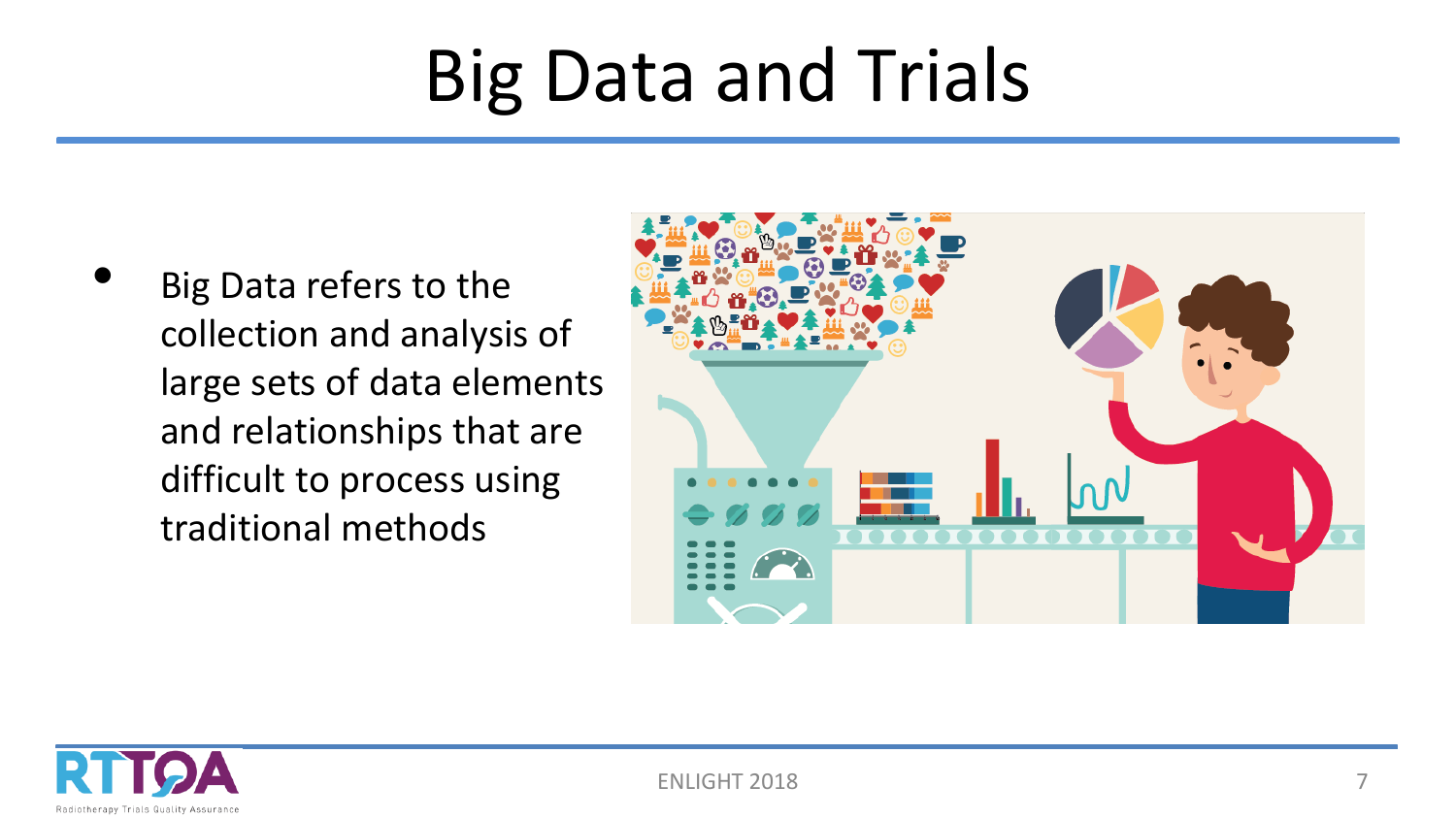# Big Data and Trials

- Big Data refers to the collection and analysis of large sets of data elements and relationships that are difficult to process using traditional methods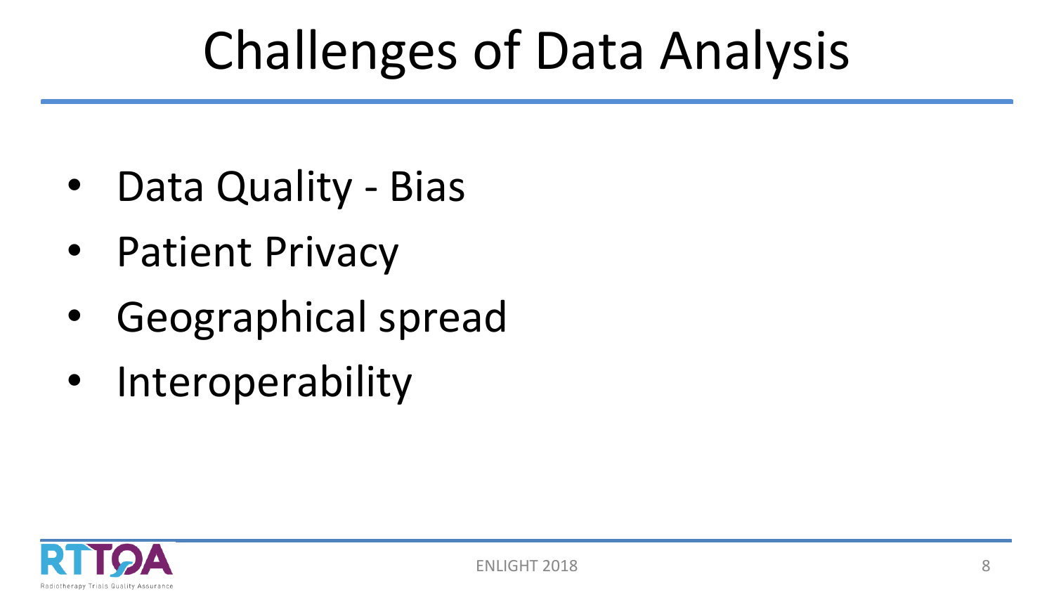# Challenges of Data Analysis

- Data Quality - Bias
- Patient Privacy
- Geographical spread
- Interoperability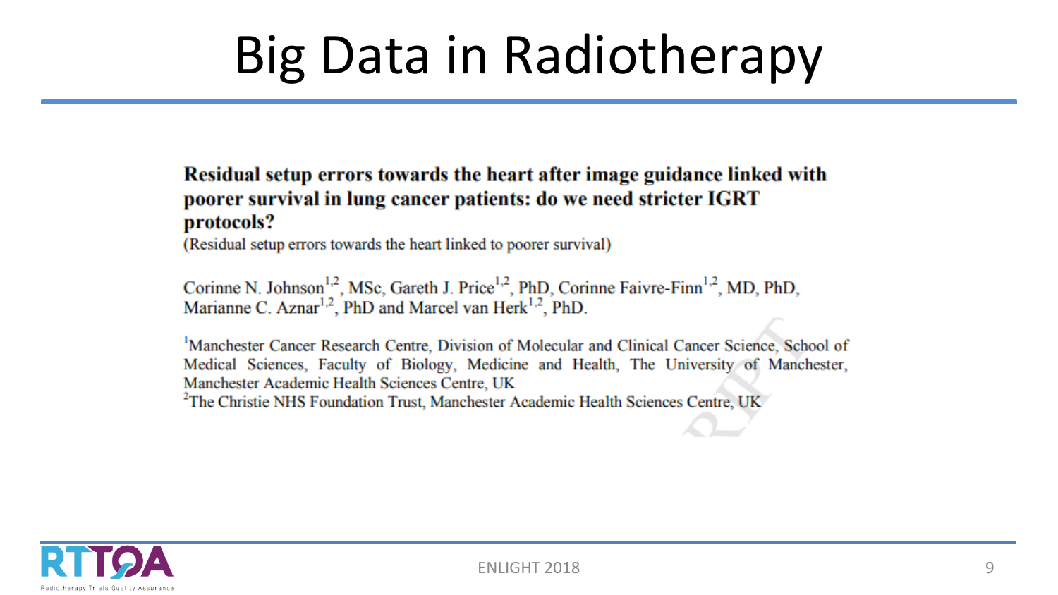# Big Data in Radiotherapy

**Residual setup errors towards the heart after image guidance linked with poorer survival in lung cancer patients: do we need stricter IGRT protocols?**

(Residual setup errors towards the heart linked to poorer survival)

Corinne N. Johnson[1,2], MSc, Gareth J. Price[1,2], PhD, Corinne Faivre-Finn[1,2], MD, PhD, Marianne C. Aznar[1,2], PhD and Marcel van Herk[1,2], PhD.

[1]Manchester Cancer Research Centre, Division of Molecular and Clinical Cancer Science, School of Medical Sciences, Faculty of Biology, Medicine and Health, The University of Manchester, Manchester Academic Health Sciences Centre, UK

[2]The Christie NHS Foundation Trust, Manchester Academic Health Sciences Centre, UK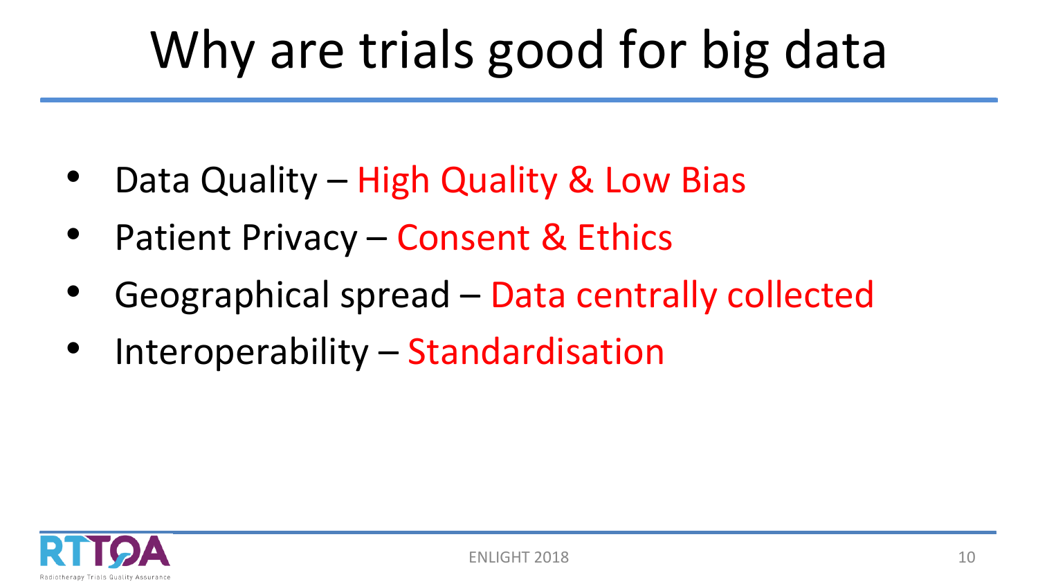# Why are trials good for big data

- Data Quality – High Quality & Low Bias
- Patient Privacy – Consent & Ethics
- Geographical spread – Data centrally collected
- Interoperability – Standardisation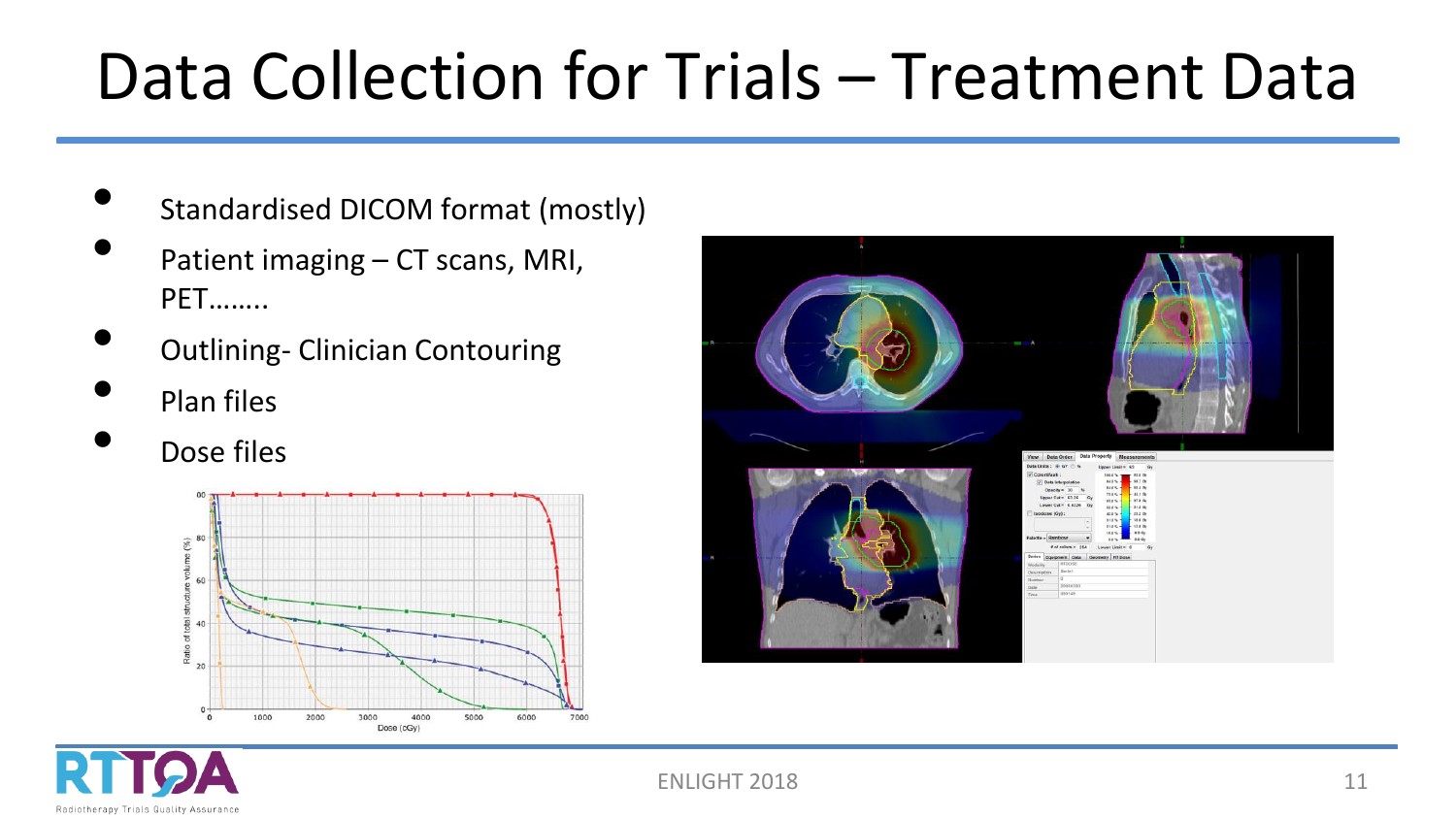# Data Collection for Trials – Treatment Data

- Standardised DICOM format (mostly)
- Patient imaging – CT scans, MRI, PET……..
- Outlining- Clinician Contouring
- Plan files
- Dose files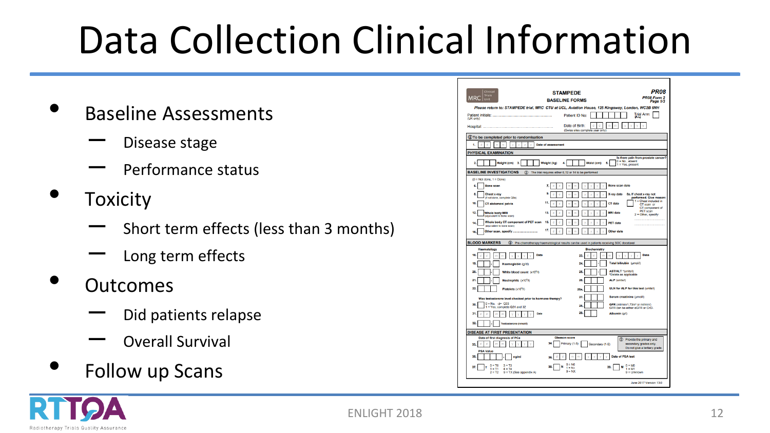# Data Collection Clinical Information

- Baseline Assessments
  - Disease stage
  - Performance status
- Toxicity
  - Short term effects (less than 3 months)
  - Long term effects
- Outcomes
  - Did patients relapse
  - Overall Survival
- Follow up Scans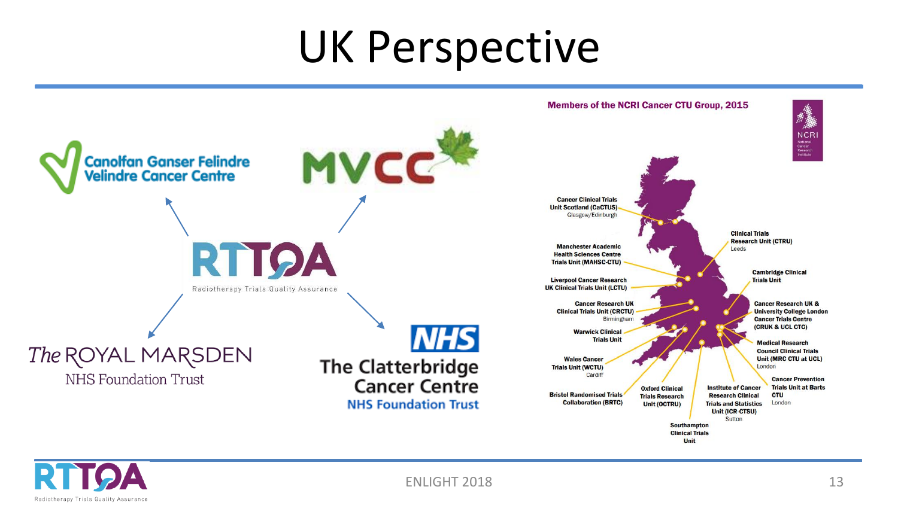# UK Perspective

Canolfan Ganser Felindre
Velindre Cancer Centre

MVCC

RTTQA
Radiotherapy Trials Quality Assurance

The ROYAL MARSDEN
NHS Foundation Trust

NHS
The Clatterbridge Cancer Centre
NHS Foundation Trust

**Members of the NCRI Cancer CTU Group, 2015**

NCRI
National Cancer Research Institute

- **Cancer Clinical Trials Unit Scotland (CaCTUS)** Glasgow/Edinburgh
- **Clinical Trials Research Unit (CTRU)** Leeds
- **Manchester Academic Health Sciences Centre Trials Unit (MAHSC-CTU)**
- **Cambridge Clinical Trials Unit**
- **Liverpool Cancer Research UK Clinical Trials Unit (LCTU)**
- **Cancer Research UK Clinical Trials Unit (CRCTU)** Birmingham
- **Cancer Research UK & University College London Cancer Trials Centre (CRUK & UCL CTC)**
- **Warwick Clinical Trials Unit**
- **Medical Research Council Clinical Trials Unit (MRC CTU at UCL)** London
- **Wales Cancer Trials Unit (WCTU)** Cardiff
- **Cancer Prevention Trials Unit at Barts CTU** London
- **Bristol Randomised Trials Collaboration (BRTC)**
- **Oxford Clinical Trials Research Unit (OCTRU)**
- **Institute of Cancer Research Clinical Trials and Statistics Unit (ICR-CTSU)** Sutton
- **Southampton Clinical Trials Unit**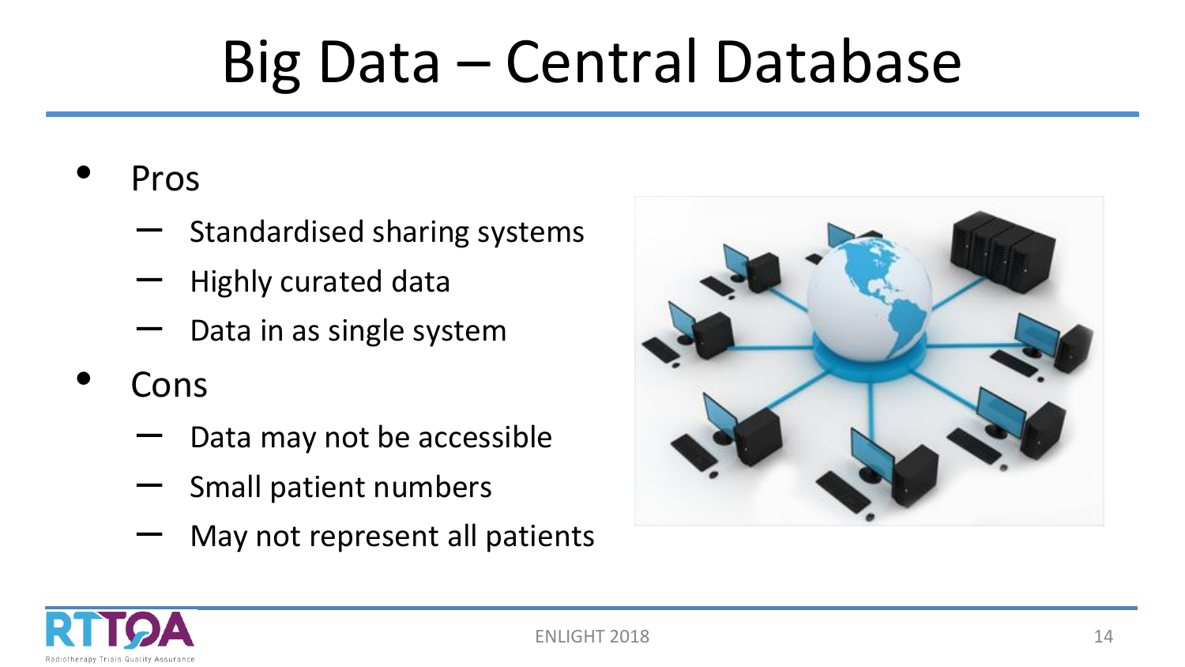# Big Data – Central Database

- Pros
  - Standardised sharing systems
  - Highly curated data
  - Data in as single system
- Cons
  - Data may not be accessible
  - Small patient numbers
  - May not represent all patients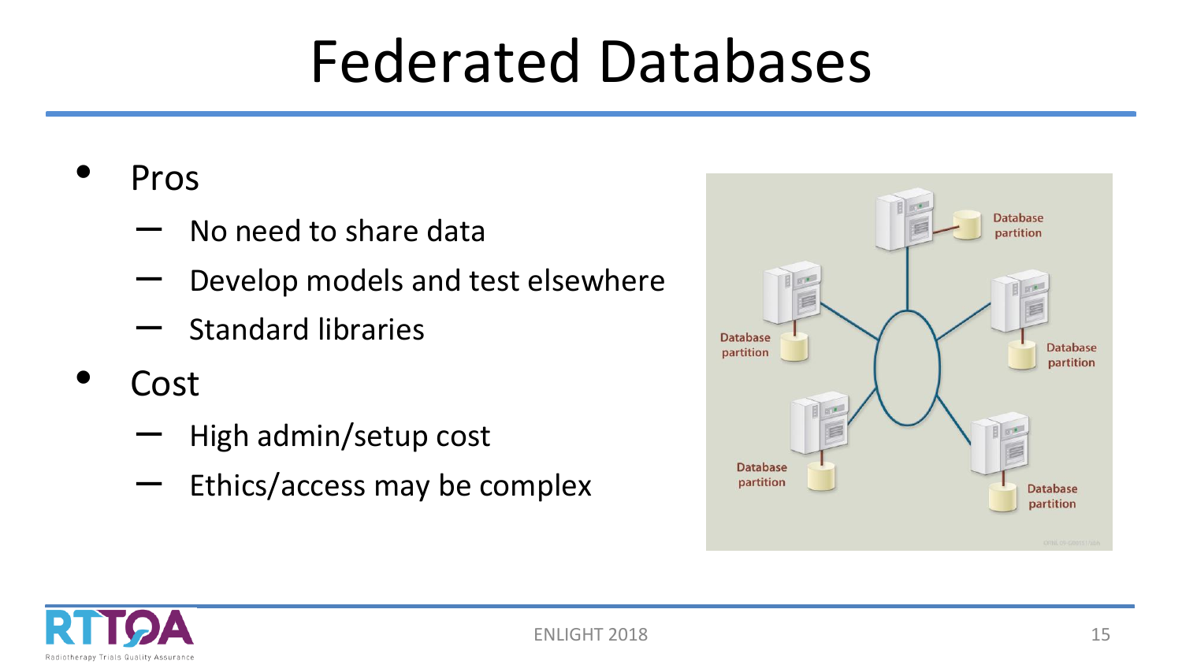# Federated Databases

- Pros
  - No need to share data
  - Develop models and test elsewhere
  - Standard libraries
- Cost
  - High admin/setup cost
  - Ethics/access may be complex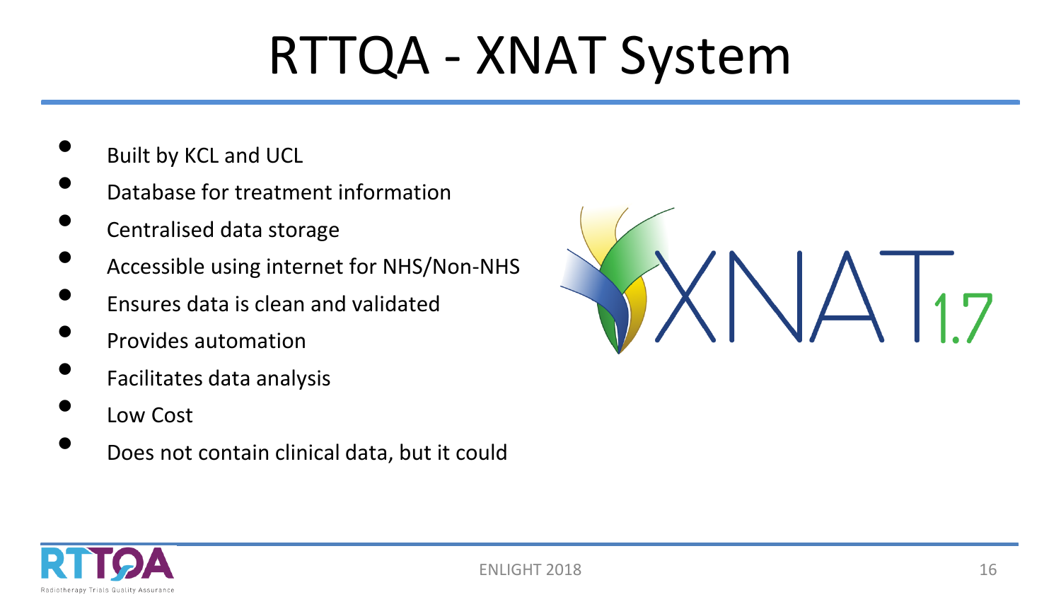# RTTQA - XNAT System

- Built by KCL and UCL
- Database for treatment information
- Centralised data storage
- Accessible using internet for NHS/Non-NHS
- Ensures data is clean and validated
- Provides automation
- Facilitates data analysis
- Low Cost
- Does not contain clinical data, but it could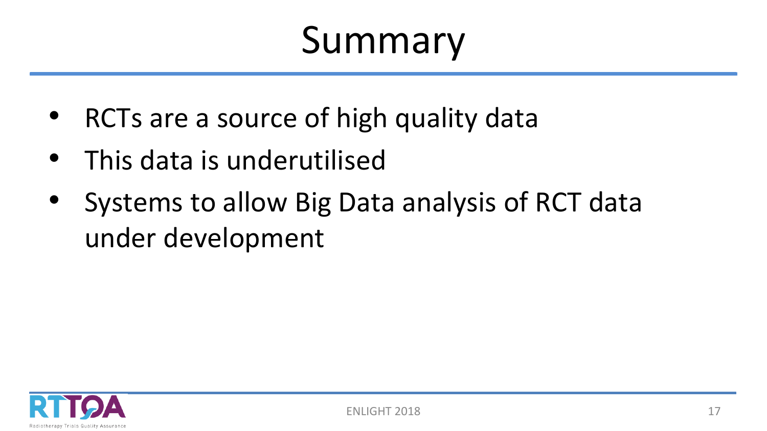# Summary

- RCTs are a source of high quality data
- This data is underutilised
- Systems to allow Big Data analysis of RCT data under development